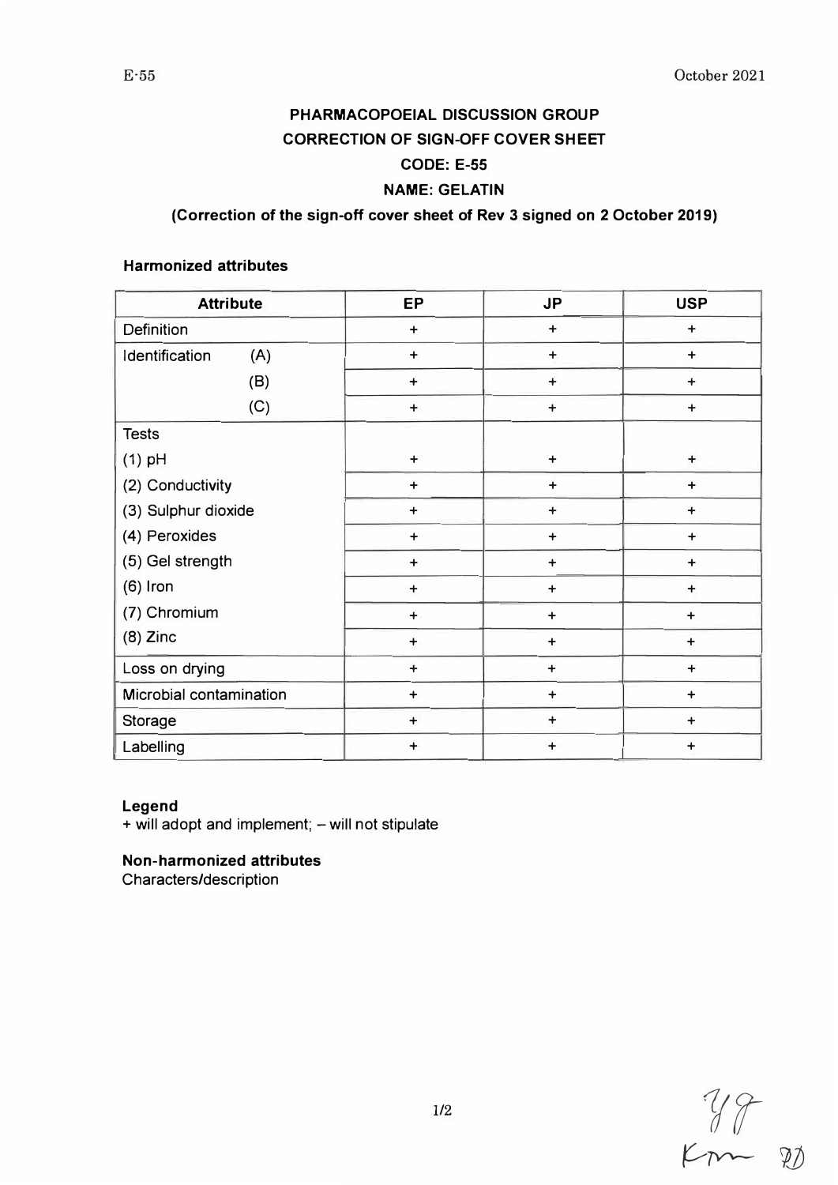E-55 October 2021

**PHARMACOPOEIAL DISCUSSION GROUP**

**CORRECTION OF SIGN-OFF COVER SHEET**

**CODE: E-55**

**NAME: GELATIN**

**(Correction of the sign-off cover sheet of Rev 3 signed on 2 October 2019)**

**Harmonized attributes**

| Attribute | | EP | JP | USP |
|---|---|---|---|---|
| Definition | | + | + | + |
| Identification | (A) | + | + | + |
| | (B) | + | + | + |
| | (C) | + | + | + |
| Tests | | | | |
| (1) pH | | + | + | + |
| (2) Conductivity | | + | + | + |
| (3) Sulphur dioxide | | + | + | + |
| (4) Peroxides | | + | + | + |
| (5) Gel strength | | + | + | + |
| (6) Iron | | + | + | + |
| (7) Chromium | | + | + | + |
| (8) Zinc | | + | + | + |
| Loss on drying | | + | + | + |
| Microbial contamination | | + | + | + |
| Storage | | + | + | + |
| Labelling | | + | + | + |

**Legend**

+ will adopt and implement; – will not stipulate

**Non-harmonized attributes**

Characters/description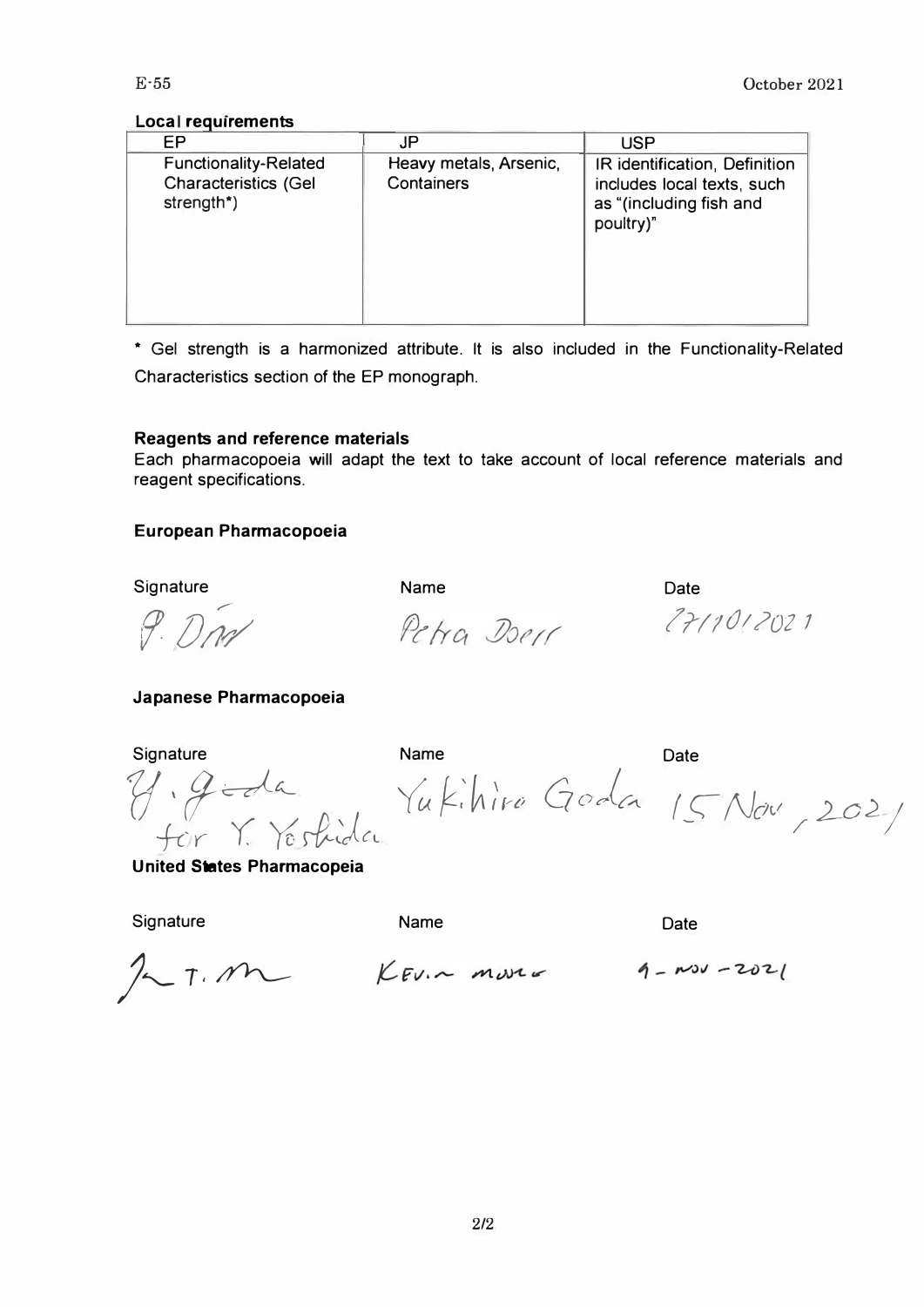**Local requirements**

| EP | JP | USP |
| --- | --- | --- |
| Functionality-Related Characteristics (Gel strength*) | Heavy metals, Arsenic, Containers | IR identification, Definition includes local texts, such as "(including fish and poultry)" |

* Gel strength is a harmonized attribute. It is also included in the Functionality-Related Characteristics section of the EP monograph.

**Reagents and reference materials**

Each pharmacopoeia will adapt the text to take account of local reference materials and reagent specifications.

**European Pharmacopoeia**

| Signature | Name | Date |
| --- | --- | --- |
| P. Dörr | Petra Doerr | 27/10/2021 |

**Japanese Pharmacopoeia**

| Signature | Name | Date |
| --- | --- | --- |
| Y. Goda for Y. Yoshida | Yukihiro Goda | 15 Nov, 2021 |

**United States Pharmacopeia**

| Signature | Name | Date |
| --- | --- | --- |
| K. T. M | Kevin Moore | 9-Nov-2021 |